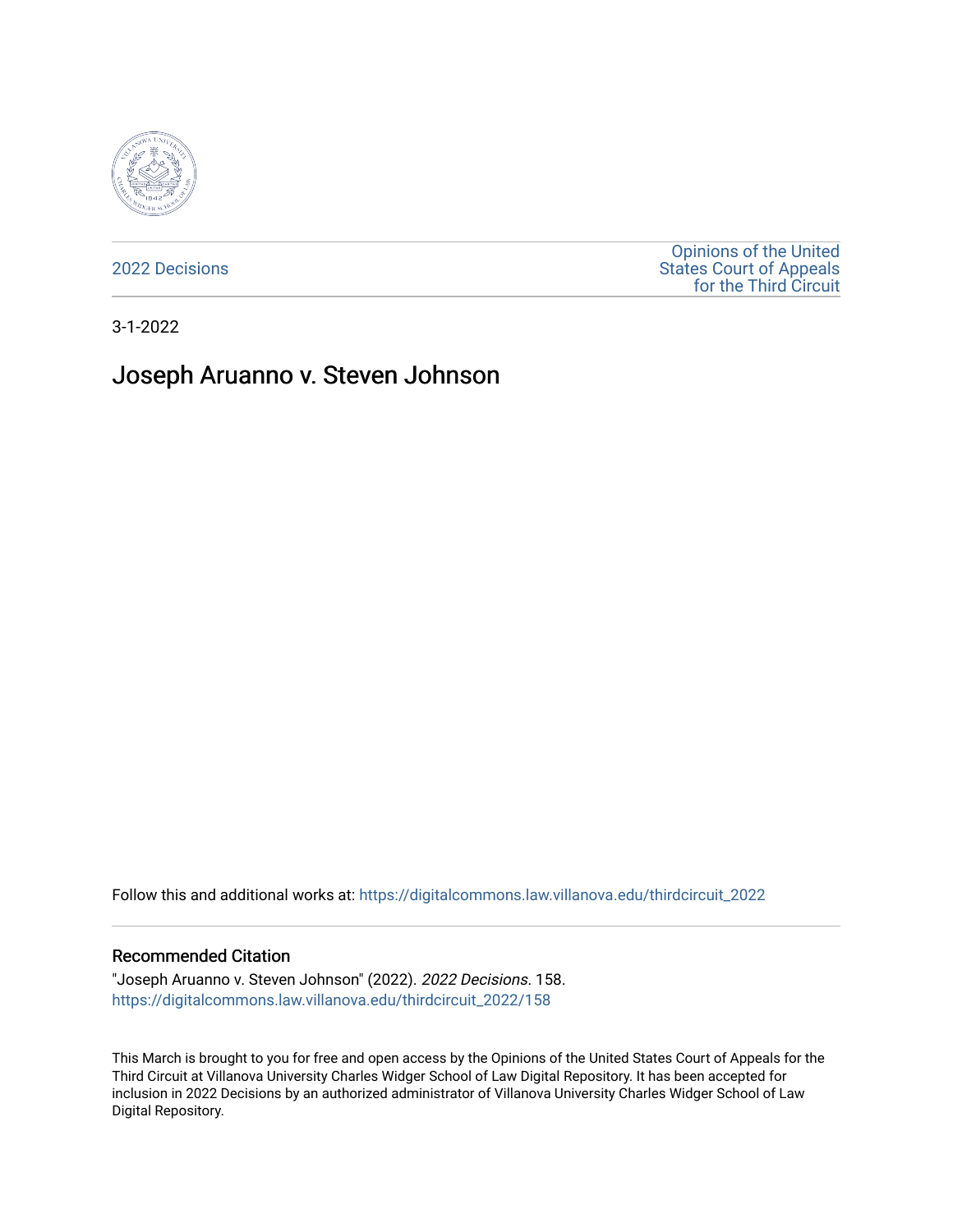2022 Decisions

Opinions of the United States Court of Appeals for the Third Circuit

3-1-2022

# Joseph Aruanno v. Steven Johnson

Follow this and additional works at: https://digitalcommons.law.villanova.edu/thirdcircuit_2022

## Recommended Citation

"Joseph Aruanno v. Steven Johnson" (2022). *2022 Decisions*. 158.
https://digitalcommons.law.villanova.edu/thirdcircuit_2022/158

This March is brought to you for free and open access by the Opinions of the United States Court of Appeals for the Third Circuit at Villanova University Charles Widger School of Law Digital Repository. It has been accepted for inclusion in 2022 Decisions by an authorized administrator of Villanova University Charles Widger School of Law Digital Repository.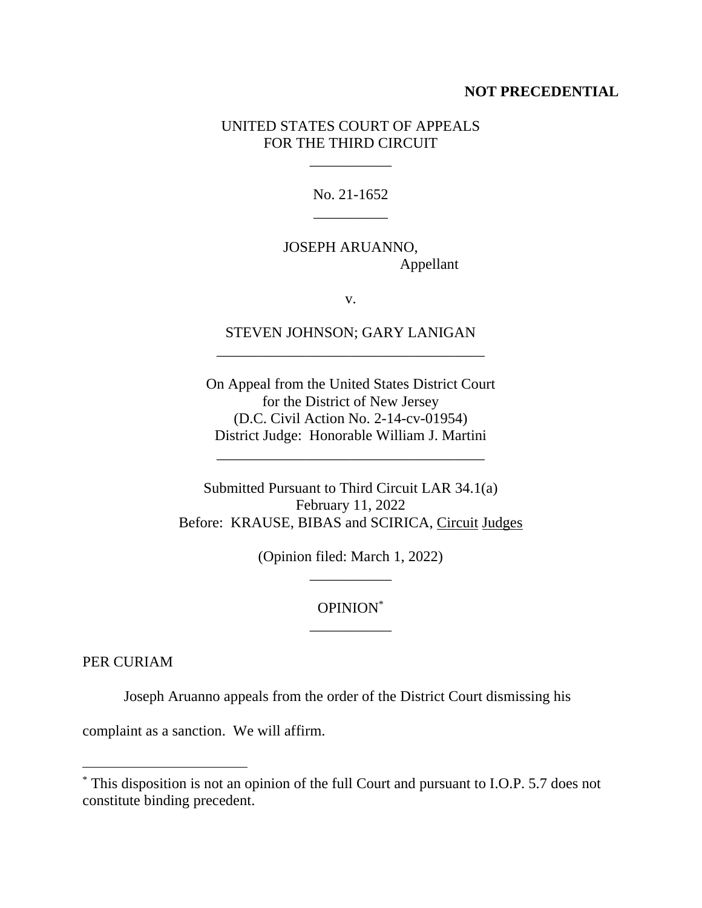**NOT PRECEDENTIAL**

UNITED STATES COURT OF APPEALS
FOR THE THIRD CIRCUIT

---

No. 21-1652

---

JOSEPH ARUANNO,
Appellant

v.

STEVEN JOHNSON; GARY LANIGAN

---

On Appeal from the United States District Court
for the District of New Jersey
(D.C. Civil Action No. 2-14-cv-01954)
District Judge: Honorable William J. Martini

---

Submitted Pursuant to Third Circuit LAR 34.1(a)
February 11, 2022
Before: KRAUSE, BIBAS and SCIRICA, Circuit Judges

(Opinion filed: March 1, 2022)

---

OPINION*

---

PER CURIAM

Joseph Aruanno appeals from the order of the District Court dismissing his complaint as a sanction. We will affirm.

---

* This disposition is not an opinion of the full Court and pursuant to I.O.P. 5.7 does not constitute binding precedent.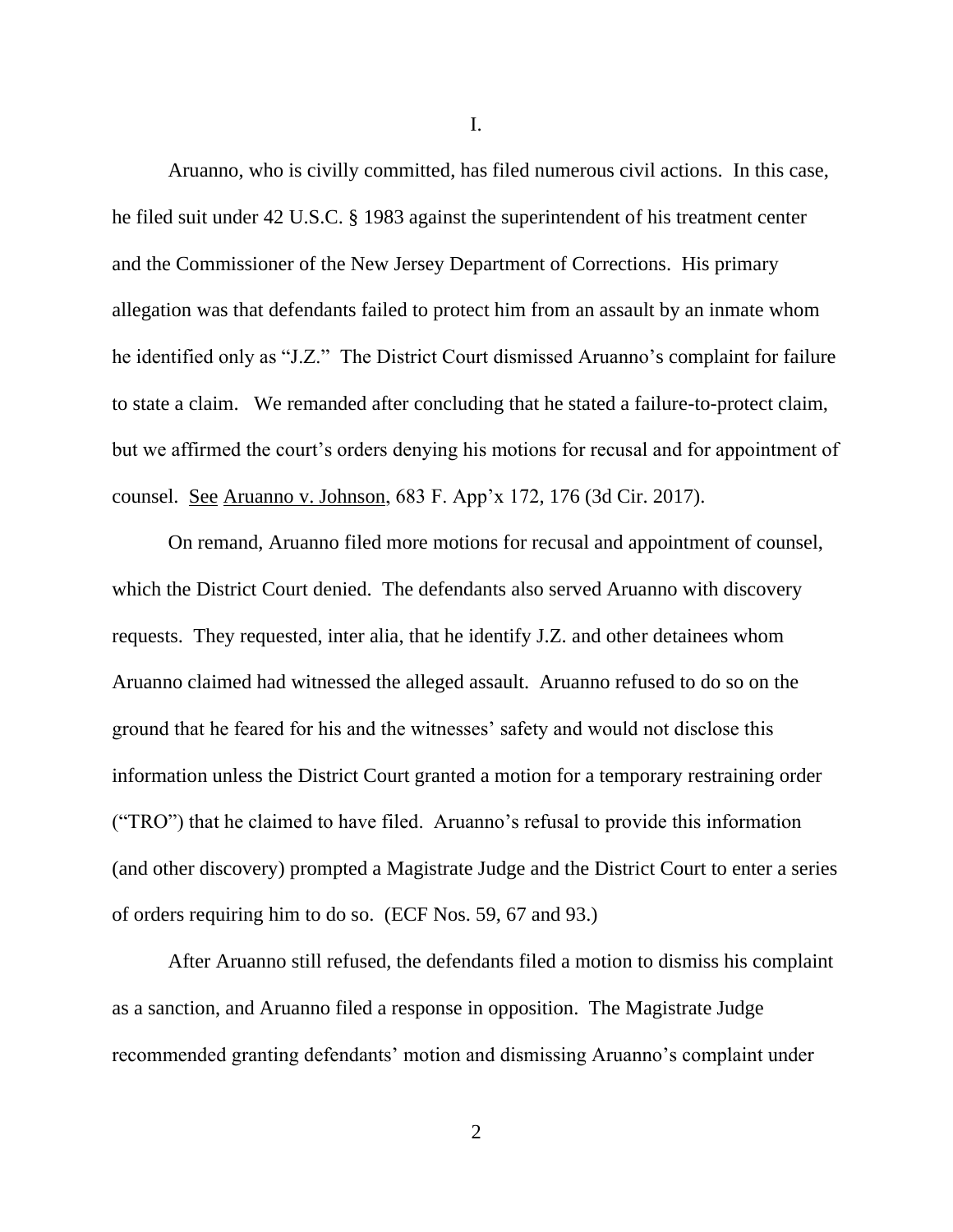I.

Aruanno, who is civilly committed, has filed numerous civil actions. In this case, he filed suit under 42 U.S.C. § 1983 against the superintendent of his treatment center and the Commissioner of the New Jersey Department of Corrections. His primary allegation was that defendants failed to protect him from an assault by an inmate whom he identified only as "J.Z." The District Court dismissed Aruanno's complaint for failure to state a claim. We remanded after concluding that he stated a failure-to-protect claim, but we affirmed the court's orders denying his motions for recusal and for appointment of counsel. See Aruanno v. Johnson, 683 F. App'x 172, 176 (3d Cir. 2017).

On remand, Aruanno filed more motions for recusal and appointment of counsel, which the District Court denied. The defendants also served Aruanno with discovery requests. They requested, inter alia, that he identify J.Z. and other detainees whom Aruanno claimed had witnessed the alleged assault. Aruanno refused to do so on the ground that he feared for his and the witnesses' safety and would not disclose this information unless the District Court granted a motion for a temporary restraining order ("TRO") that he claimed to have filed. Aruanno's refusal to provide this information (and other discovery) prompted a Magistrate Judge and the District Court to enter a series of orders requiring him to do so. (ECF Nos. 59, 67 and 93.)

After Aruanno still refused, the defendants filed a motion to dismiss his complaint as a sanction, and Aruanno filed a response in opposition. The Magistrate Judge recommended granting defendants' motion and dismissing Aruanno's complaint under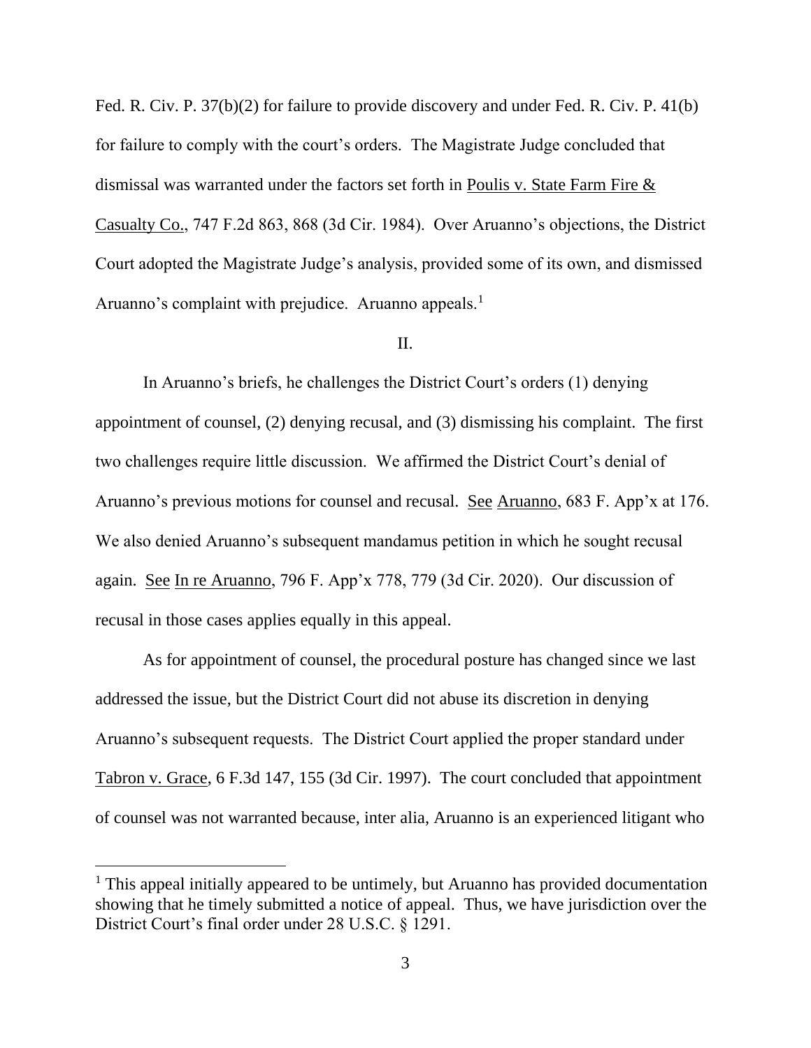Fed. R. Civ. P. 37(b)(2) for failure to provide discovery and under Fed. R. Civ. P. 41(b) for failure to comply with the court's orders. The Magistrate Judge concluded that dismissal was warranted under the factors set forth in Poulis v. State Farm Fire & Casualty Co., 747 F.2d 863, 868 (3d Cir. 1984). Over Aruanno's objections, the District Court adopted the Magistrate Judge's analysis, provided some of its own, and dismissed Aruanno's complaint with prejudice. Aruanno appeals.[1]

## II.

In Aruanno's briefs, he challenges the District Court's orders (1) denying appointment of counsel, (2) denying recusal, and (3) dismissing his complaint. The first two challenges require little discussion. We affirmed the District Court's denial of Aruanno's previous motions for counsel and recusal. See Aruanno, 683 F. App'x at 176. We also denied Aruanno's subsequent mandamus petition in which he sought recusal again. See In re Aruanno, 796 F. App'x 778, 779 (3d Cir. 2020). Our discussion of recusal in those cases applies equally in this appeal.

As for appointment of counsel, the procedural posture has changed since we last addressed the issue, but the District Court did not abuse its discretion in denying Aruanno's subsequent requests. The District Court applied the proper standard under Tabron v. Grace, 6 F.3d 147, 155 (3d Cir. 1997). The court concluded that appointment of counsel was not warranted because, inter alia, Aruanno is an experienced litigant who

---

[1] This appeal initially appeared to be untimely, but Aruanno has provided documentation showing that he timely submitted a notice of appeal. Thus, we have jurisdiction over the District Court's final order under 28 U.S.C. § 1291.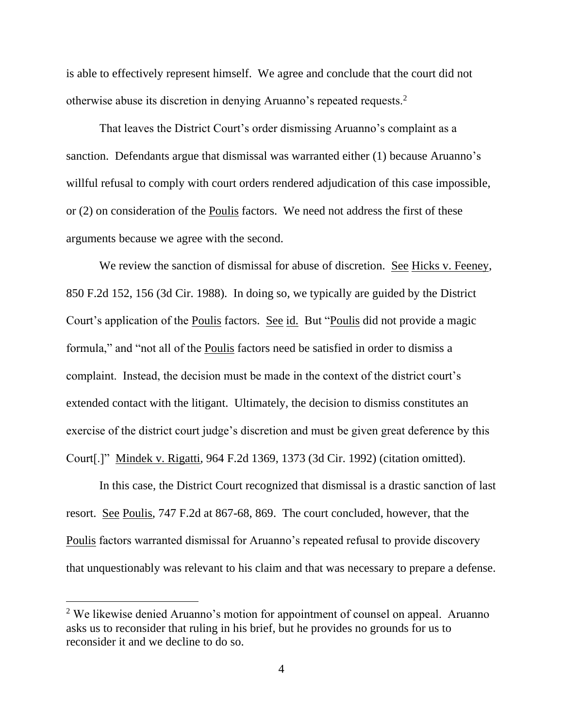is able to effectively represent himself. We agree and conclude that the court did not otherwise abuse its discretion in denying Aruanno's repeated requests.[2]

That leaves the District Court's order dismissing Aruanno's complaint as a sanction. Defendants argue that dismissal was warranted either (1) because Aruanno's willful refusal to comply with court orders rendered adjudication of this case impossible, or (2) on consideration of the Poulis factors. We need not address the first of these arguments because we agree with the second.

We review the sanction of dismissal for abuse of discretion. See Hicks v. Feeney, 850 F.2d 152, 156 (3d Cir. 1988). In doing so, we typically are guided by the District Court's application of the Poulis factors. See id. But "Poulis did not provide a magic formula," and "not all of the Poulis factors need be satisfied in order to dismiss a complaint. Instead, the decision must be made in the context of the district court's extended contact with the litigant. Ultimately, the decision to dismiss constitutes an exercise of the district court judge's discretion and must be given great deference by this Court[.]" Mindek v. Rigatti, 964 F.2d 1369, 1373 (3d Cir. 1992) (citation omitted).

In this case, the District Court recognized that dismissal is a drastic sanction of last resort. See Poulis, 747 F.2d at 867-68, 869. The court concluded, however, that the Poulis factors warranted dismissal for Aruanno's repeated refusal to provide discovery that unquestionably was relevant to his claim and that was necessary to prepare a defense.

---

[2] We likewise denied Aruanno's motion for appointment of counsel on appeal. Aruanno asks us to reconsider that ruling in his brief, but he provides no grounds for us to reconsider it and we decline to do so.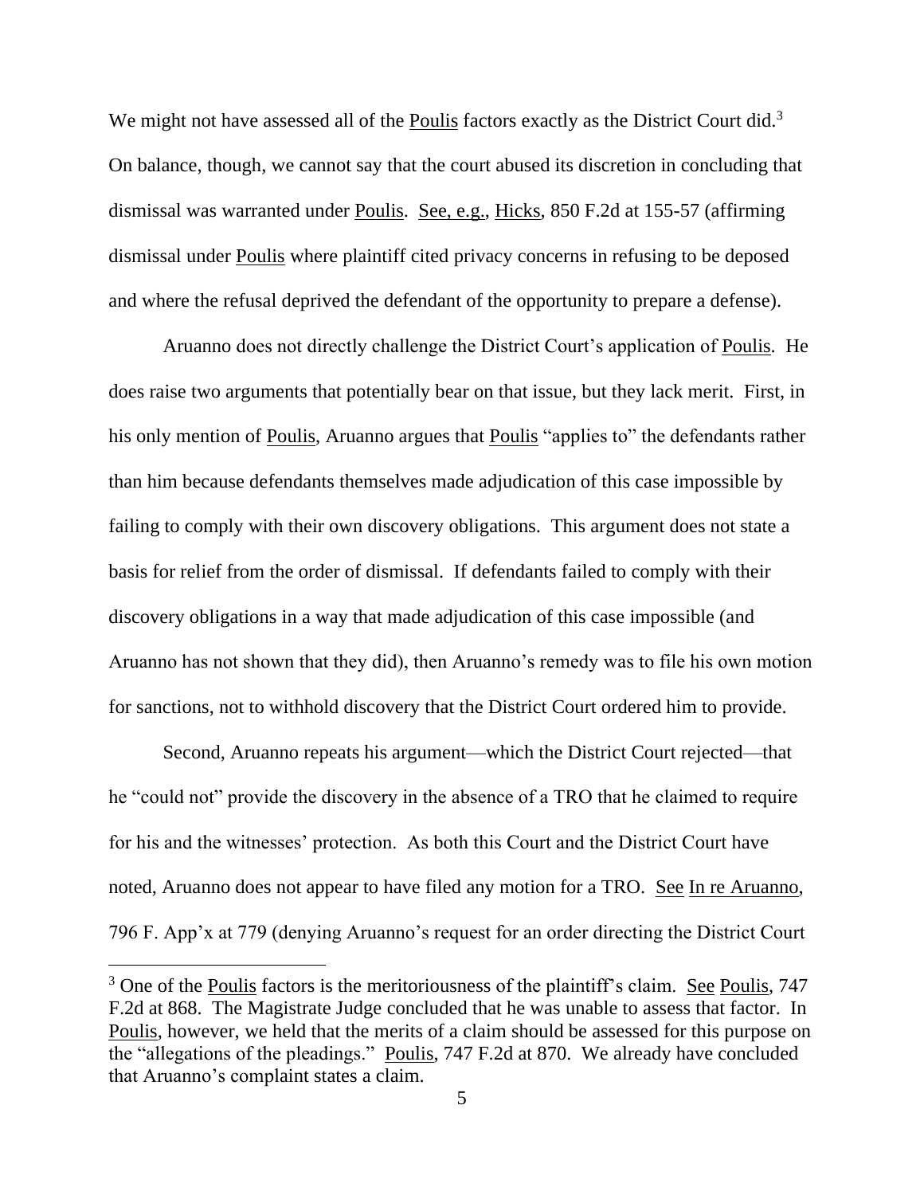We might not have assessed all of the Poulis factors exactly as the District Court did.[3] On balance, though, we cannot say that the court abused its discretion in concluding that dismissal was warranted under Poulis. See, e.g., Hicks, 850 F.2d at 155-57 (affirming dismissal under Poulis where plaintiff cited privacy concerns in refusing to be deposed and where the refusal deprived the defendant of the opportunity to prepare a defense).

Aruanno does not directly challenge the District Court's application of Poulis. He does raise two arguments that potentially bear on that issue, but they lack merit. First, in his only mention of Poulis, Aruanno argues that Poulis "applies to" the defendants rather than him because defendants themselves made adjudication of this case impossible by failing to comply with their own discovery obligations. This argument does not state a basis for relief from the order of dismissal. If defendants failed to comply with their discovery obligations in a way that made adjudication of this case impossible (and Aruanno has not shown that they did), then Aruanno's remedy was to file his own motion for sanctions, not to withhold discovery that the District Court ordered him to provide.

Second, Aruanno repeats his argument—which the District Court rejected—that he "could not" provide the discovery in the absence of a TRO that he claimed to require for his and the witnesses' protection. As both this Court and the District Court have noted, Aruanno does not appear to have filed any motion for a TRO. See In re Aruanno, 796 F. App'x at 779 (denying Aruanno's request for an order directing the District Court

[3] One of the Poulis factors is the meritoriousness of the plaintiff's claim. See Poulis, 747 F.2d at 868. The Magistrate Judge concluded that he was unable to assess that factor. In Poulis, however, we held that the merits of a claim should be assessed for this purpose on the "allegations of the pleadings." Poulis, 747 F.2d at 870. We already have concluded that Aruanno's complaint states a claim.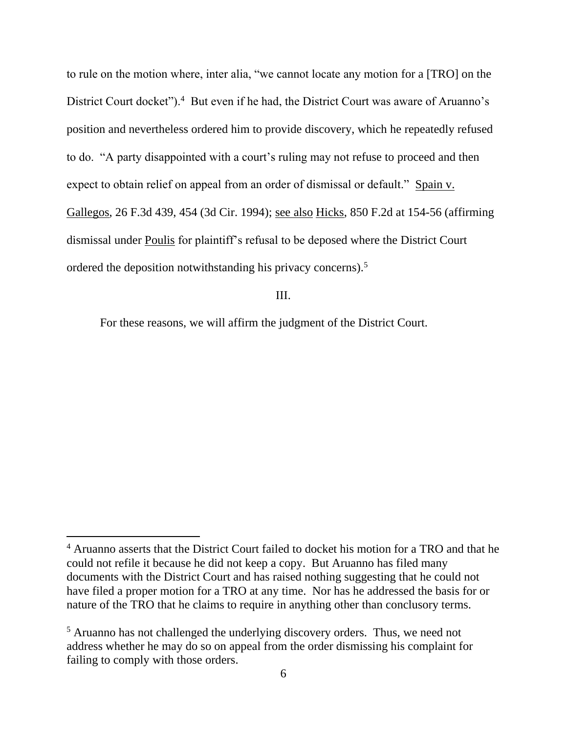to rule on the motion where, inter alia, "we cannot locate any motion for a [TRO] on the District Court docket").[4] But even if he had, the District Court was aware of Aruanno's position and nevertheless ordered him to provide discovery, which he repeatedly refused to do. "A party disappointed with a court's ruling may not refuse to proceed and then expect to obtain relief on appeal from an order of dismissal or default." Spain v. Gallegos, 26 F.3d 439, 454 (3d Cir. 1994); see also Hicks, 850 F.2d at 154-56 (affirming dismissal under Poulis for plaintiff's refusal to be deposed where the District Court ordered the deposition notwithstanding his privacy concerns).[5]

III.

For these reasons, we will affirm the judgment of the District Court.

---

[4] Aruanno asserts that the District Court failed to docket his motion for a TRO and that he could not refile it because he did not keep a copy. But Aruanno has filed many documents with the District Court and has raised nothing suggesting that he could not have filed a proper motion for a TRO at any time. Nor has he addressed the basis for or nature of the TRO that he claims to require in anything other than conclusory terms.

[5] Aruanno has not challenged the underlying discovery orders. Thus, we need not address whether he may do so on appeal from the order dismissing his complaint for failing to comply with those orders.